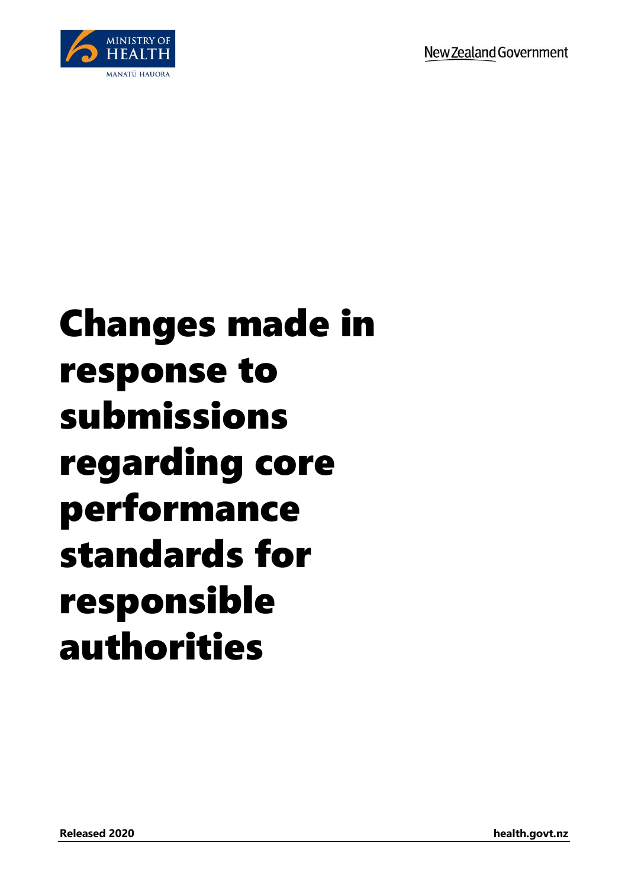MINISTRY OF HEALTH

MANATŪ HAUORA

New Zealand Government

# Changes made in response to submissions regarding core performance standards for responsible authorities

**Released 2020**

**health.govt.nz**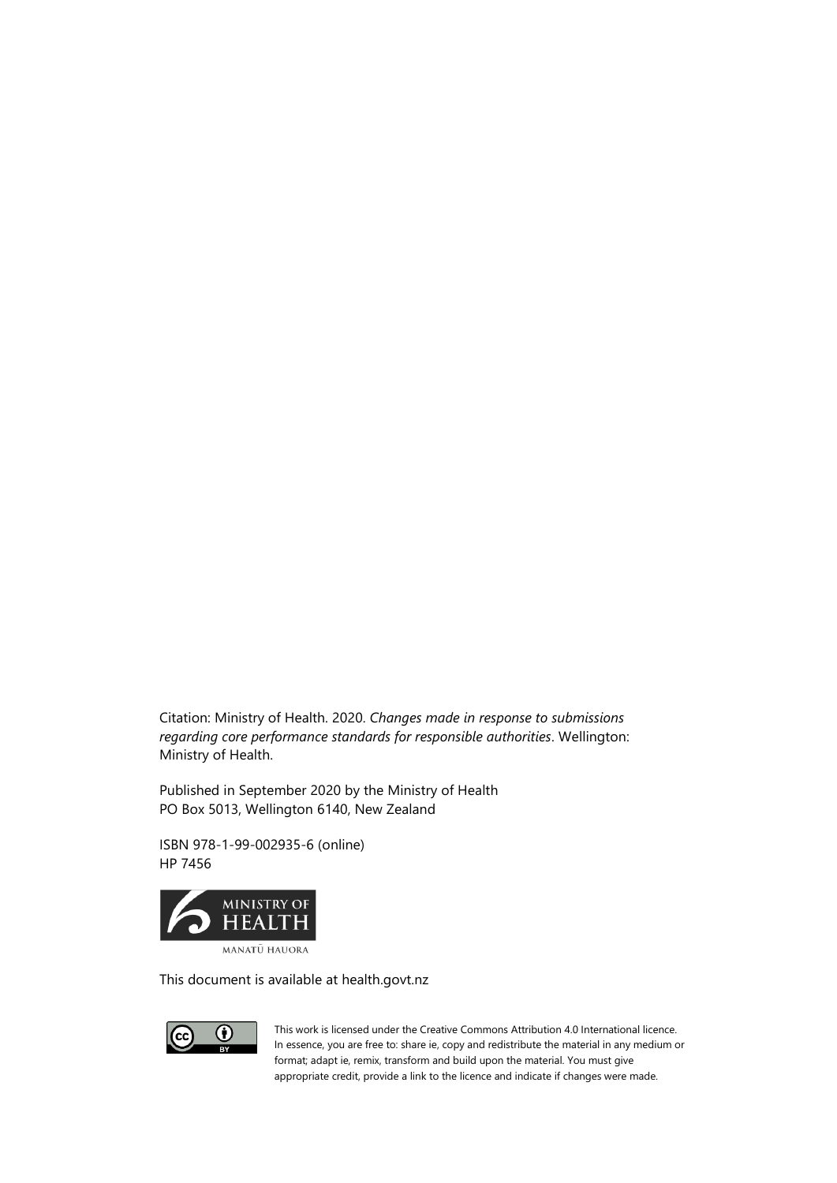Citation: Ministry of Health. 2020. *Changes made in response to submissions regarding core performance standards for responsible authorities*. Wellington: Ministry of Health.

Published in September 2020 by the Ministry of Health
PO Box 5013, Wellington 6140, New Zealand

ISBN 978-1-99-002935-6 (online)
HP 7456

This document is available at health.govt.nz

This work is licensed under the Creative Commons Attribution 4.0 International licence. In essence, you are free to: share ie, copy and redistribute the material in any medium or format; adapt ie, remix, transform and build upon the material. You must give appropriate credit, provide a link to the licence and indicate if changes were made.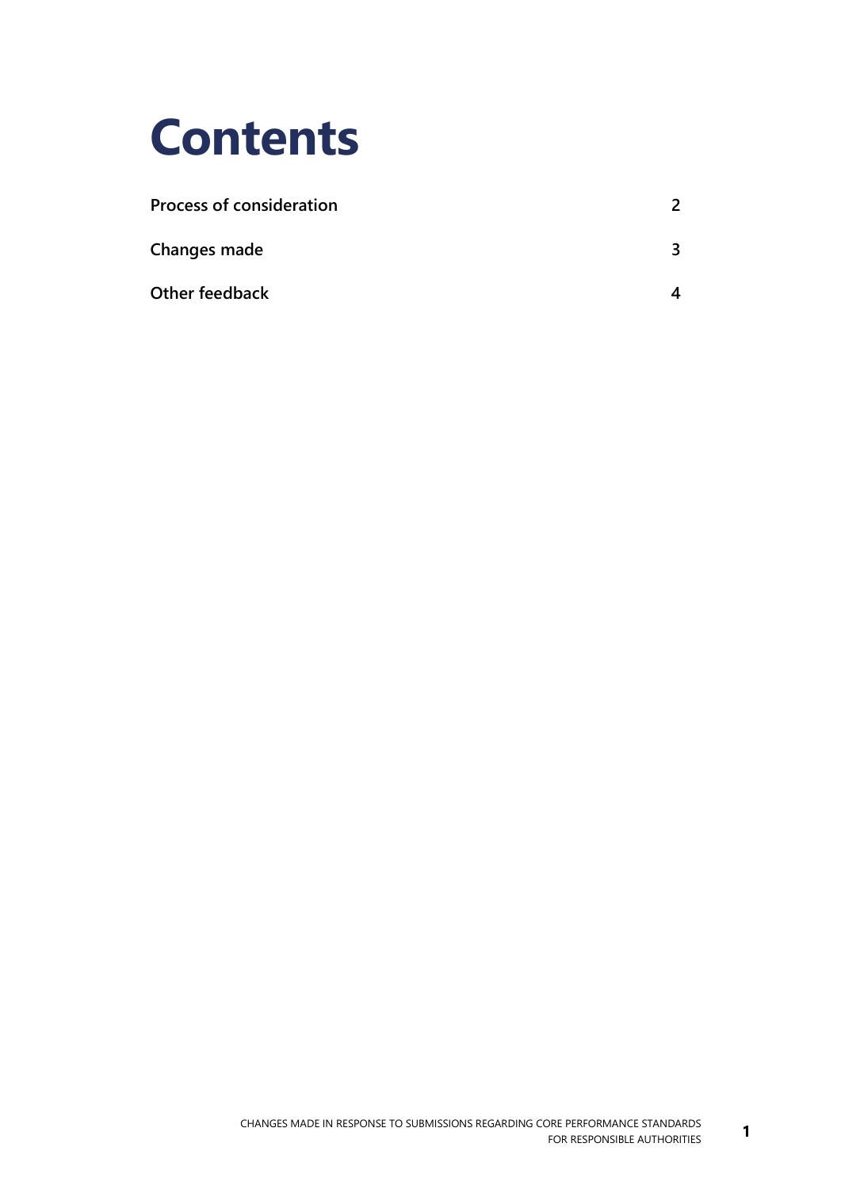# Contents

| | |
|---|---|
| **Process of consideration** | **2** |
| **Changes made** | **3** |
| **Other feedback** | **4** |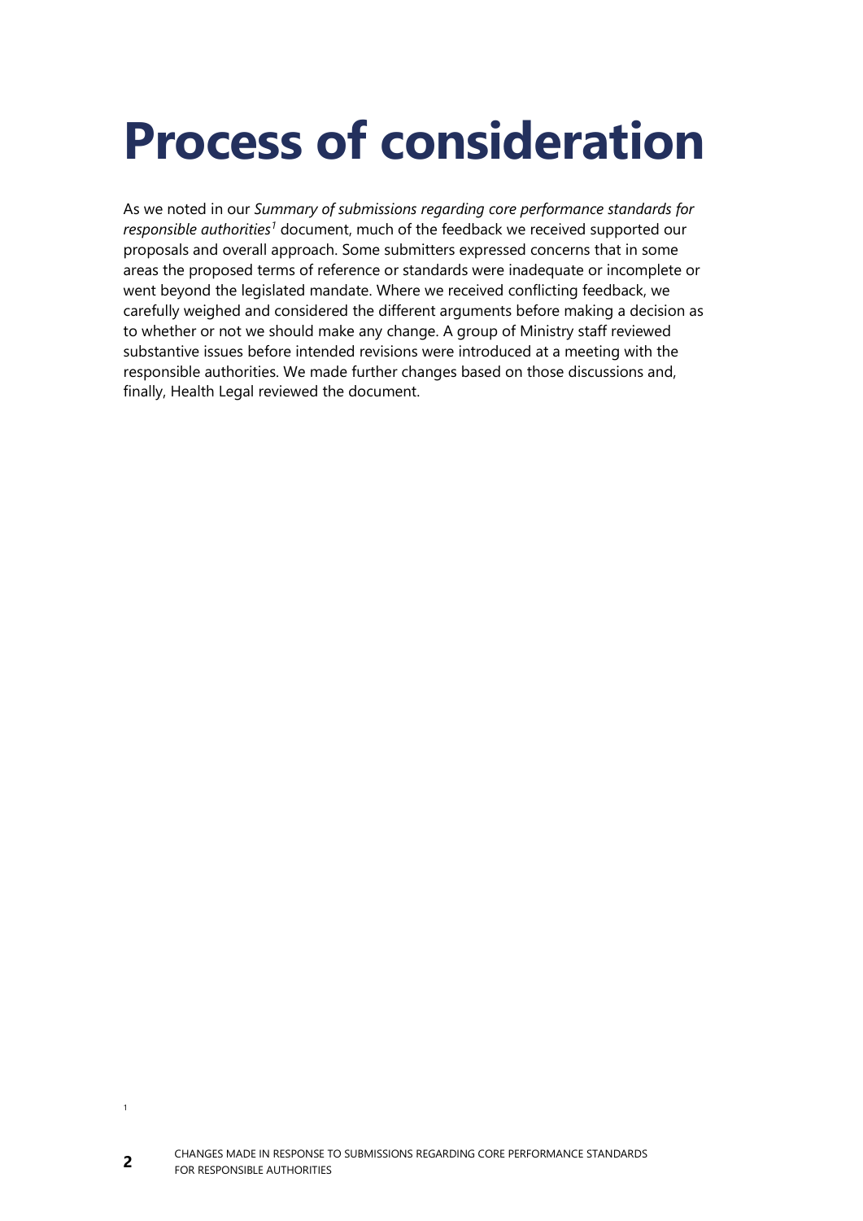# Process of consideration

As we noted in our *Summary of submissions regarding core performance standards for responsible authorities*[1] document, much of the feedback we received supported our proposals and overall approach. Some submitters expressed concerns that in some areas the proposed terms of reference or standards were inadequate or incomplete or went beyond the legislated mandate. Where we received conflicting feedback, we carefully weighed and considered the different arguments before making a decision as to whether or not we should make any change. A group of Ministry staff reviewed substantive issues before intended revisions were introduced at a meeting with the responsible authorities. We made further changes based on those discussions and, finally, Health Legal reviewed the document.

1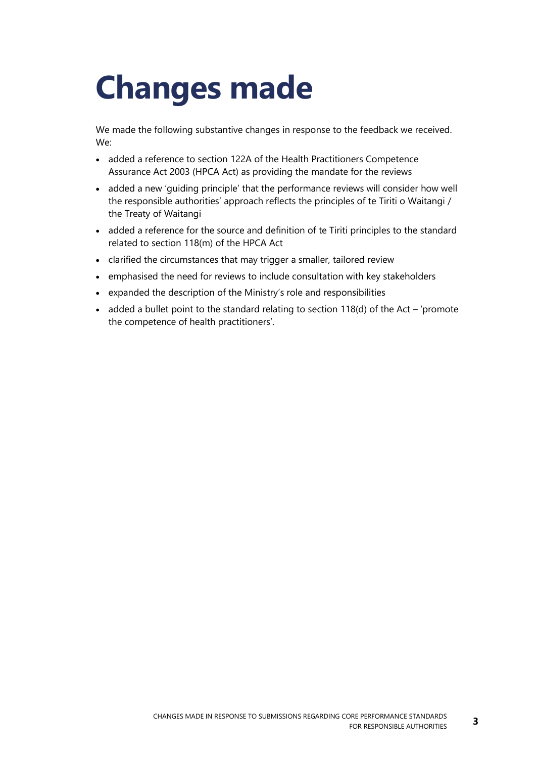# Changes made

We made the following substantive changes in response to the feedback we received. We:

- added a reference to section 122A of the Health Practitioners Competence Assurance Act 2003 (HPCA Act) as providing the mandate for the reviews
- added a new 'guiding principle' that the performance reviews will consider how well the responsible authorities' approach reflects the principles of te Tiriti o Waitangi / the Treaty of Waitangi
- added a reference for the source and definition of te Tiriti principles to the standard related to section 118(m) of the HPCA Act
- clarified the circumstances that may trigger a smaller, tailored review
- emphasised the need for reviews to include consultation with key stakeholders
- expanded the description of the Ministry's role and responsibilities
- added a bullet point to the standard relating to section 118(d) of the Act – 'promote the competence of health practitioners'.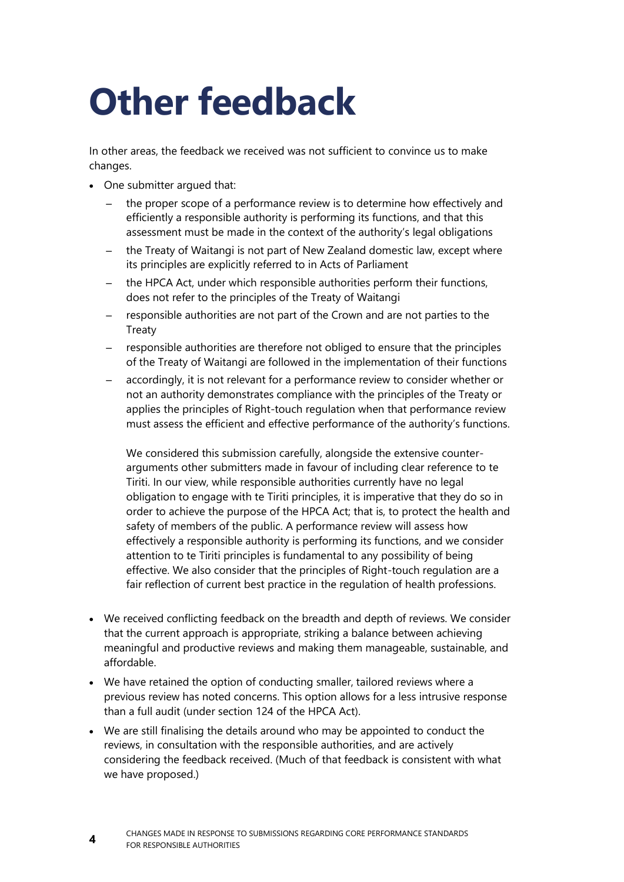# Other feedback

In other areas, the feedback we received was not sufficient to convince us to make changes.

- One submitter argued that:
  - the proper scope of a performance review is to determine how effectively and efficiently a responsible authority is performing its functions, and that this assessment must be made in the context of the authority's legal obligations
  - the Treaty of Waitangi is not part of New Zealand domestic law, except where its principles are explicitly referred to in Acts of Parliament
  - the HPCA Act, under which responsible authorities perform their functions, does not refer to the principles of the Treaty of Waitangi
  - responsible authorities are not part of the Crown and are not parties to the Treaty
  - responsible authorities are therefore not obliged to ensure that the principles of the Treaty of Waitangi are followed in the implementation of their functions
  - accordingly, it is not relevant for a performance review to consider whether or not an authority demonstrates compliance with the principles of the Treaty or applies the principles of Right-touch regulation when that performance review must assess the efficient and effective performance of the authority's functions.

  We considered this submission carefully, alongside the extensive counter-arguments other submitters made in favour of including clear reference to te Tiriti. In our view, while responsible authorities currently have no legal obligation to engage with te Tiriti principles, it is imperative that they do so in order to achieve the purpose of the HPCA Act; that is, to protect the health and safety of members of the public. A performance review will assess how effectively a responsible authority is performing its functions, and we consider attention to te Tiriti principles is fundamental to any possibility of being effective. We also consider that the principles of Right-touch regulation are a fair reflection of current best practice in the regulation of health professions.

- We received conflicting feedback on the breadth and depth of reviews. We consider that the current approach is appropriate, striking a balance between achieving meaningful and productive reviews and making them manageable, sustainable, and affordable.
- We have retained the option of conducting smaller, tailored reviews where a previous review has noted concerns. This option allows for a less intrusive response than a full audit (under section 124 of the HPCA Act).
- We are still finalising the details around who may be appointed to conduct the reviews, in consultation with the responsible authorities, and are actively considering the feedback received. (Much of that feedback is consistent with what we have proposed.)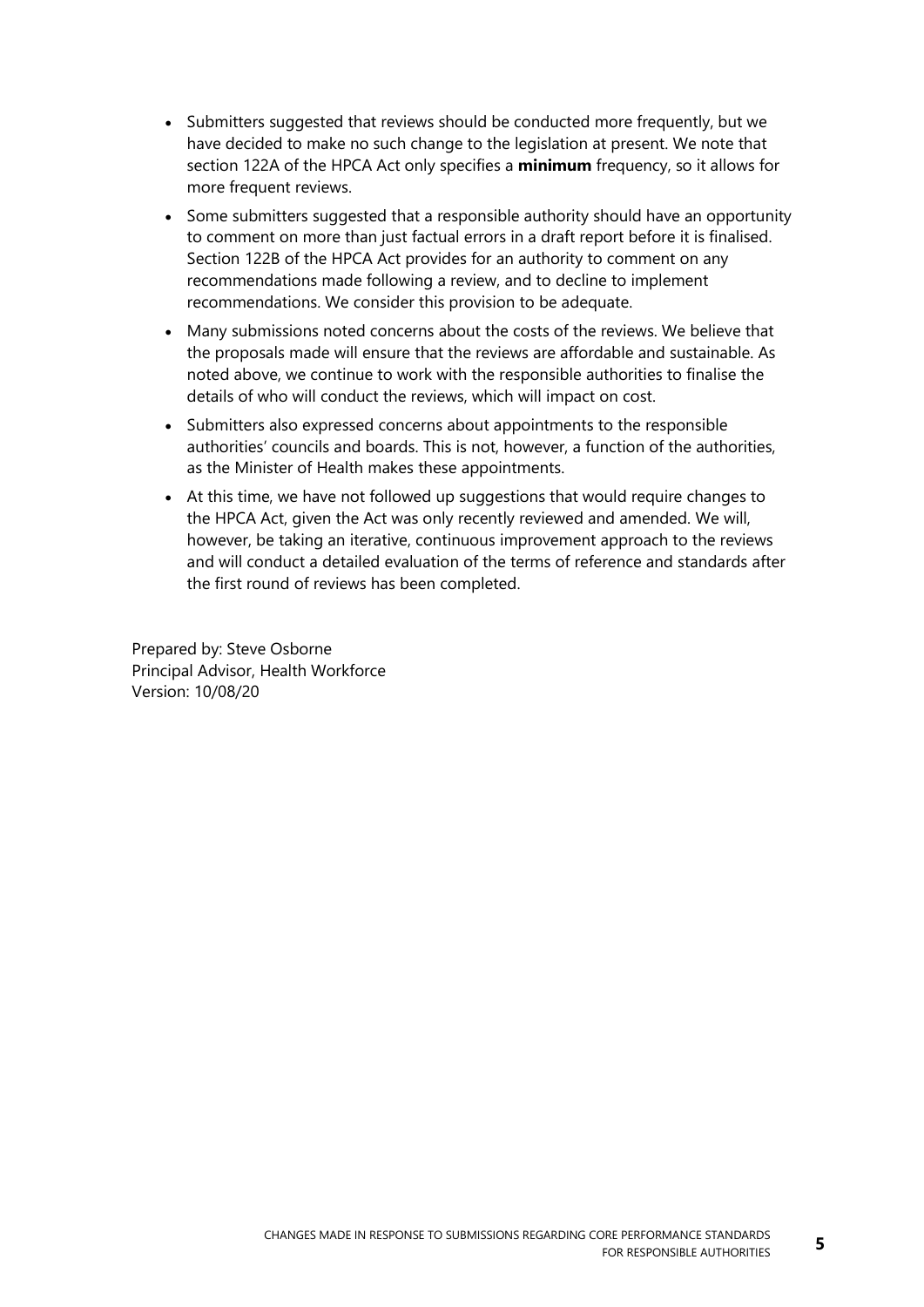- Submitters suggested that reviews should be conducted more frequently, but we have decided to make no such change to the legislation at present. We note that section 122A of the HPCA Act only specifies a **minimum** frequency, so it allows for more frequent reviews.
- Some submitters suggested that a responsible authority should have an opportunity to comment on more than just factual errors in a draft report before it is finalised. Section 122B of the HPCA Act provides for an authority to comment on any recommendations made following a review, and to decline to implement recommendations. We consider this provision to be adequate.
- Many submissions noted concerns about the costs of the reviews. We believe that the proposals made will ensure that the reviews are affordable and sustainable. As noted above, we continue to work with the responsible authorities to finalise the details of who will conduct the reviews, which will impact on cost.
- Submitters also expressed concerns about appointments to the responsible authorities' councils and boards. This is not, however, a function of the authorities, as the Minister of Health makes these appointments.
- At this time, we have not followed up suggestions that would require changes to the HPCA Act, given the Act was only recently reviewed and amended. We will, however, be taking an iterative, continuous improvement approach to the reviews and will conduct a detailed evaluation of the terms of reference and standards after the first round of reviews has been completed.

Prepared by: Steve Osborne
Principal Advisor, Health Workforce
Version: 10/08/20